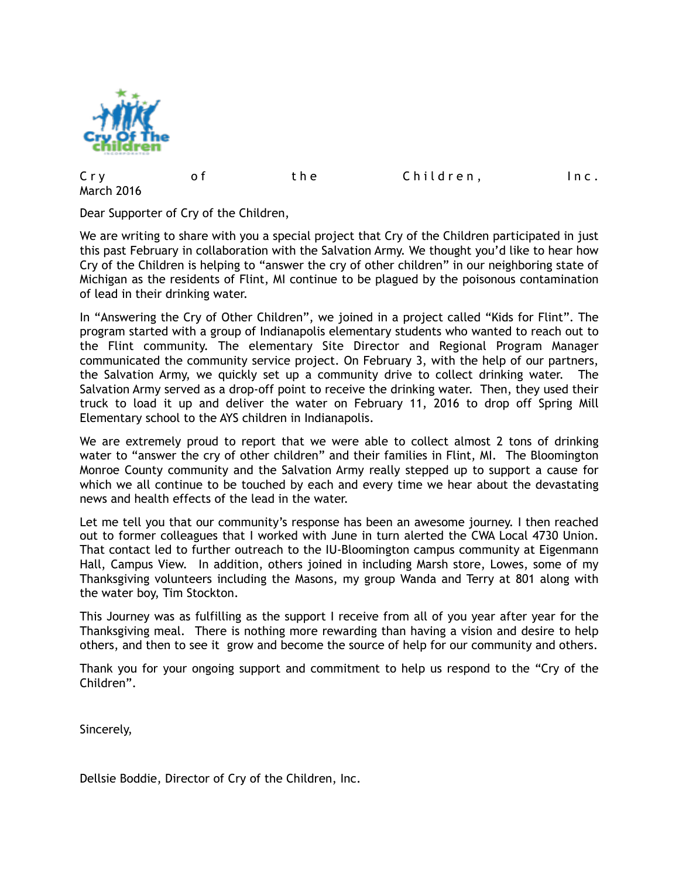Cry of the Children, Inc.
March 2016

Dear Supporter of Cry of the Children,

We are writing to share with you a special project that Cry of the Children participated in just this past February in collaboration with the Salvation Army. We thought you'd like to hear how Cry of the Children is helping to "answer the cry of other children" in our neighboring state of Michigan as the residents of Flint, MI continue to be plagued by the poisonous contamination of lead in their drinking water.

In "Answering the Cry of Other Children", we joined in a project called "Kids for Flint". The program started with a group of Indianapolis elementary students who wanted to reach out to the Flint community. The elementary Site Director and Regional Program Manager communicated the community service project. On February 3, with the help of our partners, the Salvation Army, we quickly set up a community drive to collect drinking water. The Salvation Army served as a drop-off point to receive the drinking water. Then, they used their truck to load it up and deliver the water on February 11, 2016 to drop off Spring Mill Elementary school to the AYS children in Indianapolis.

We are extremely proud to report that we were able to collect almost 2 tons of drinking water to "answer the cry of other children" and their families in Flint, MI. The Bloomington Monroe County community and the Salvation Army really stepped up to support a cause for which we all continue to be touched by each and every time we hear about the devastating news and health effects of the lead in the water.

Let me tell you that our community's response has been an awesome journey. I then reached out to former colleagues that I worked with June in turn alerted the CWA Local 4730 Union. That contact led to further outreach to the IU-Bloomington campus community at Eigenmann Hall, Campus View. In addition, others joined in including Marsh store, Lowes, some of my Thanksgiving volunteers including the Masons, my group Wanda and Terry at 801 along with the water boy, Tim Stockton.

This Journey was as fulfilling as the support I receive from all of you year after year for the Thanksgiving meal. There is nothing more rewarding than having a vision and desire to help others, and then to see it grow and become the source of help for our community and others.

Thank you for your ongoing support and commitment to help us respond to the "Cry of the Children".

Sincerely,

Dellsie Boddie, Director of Cry of the Children, Inc.